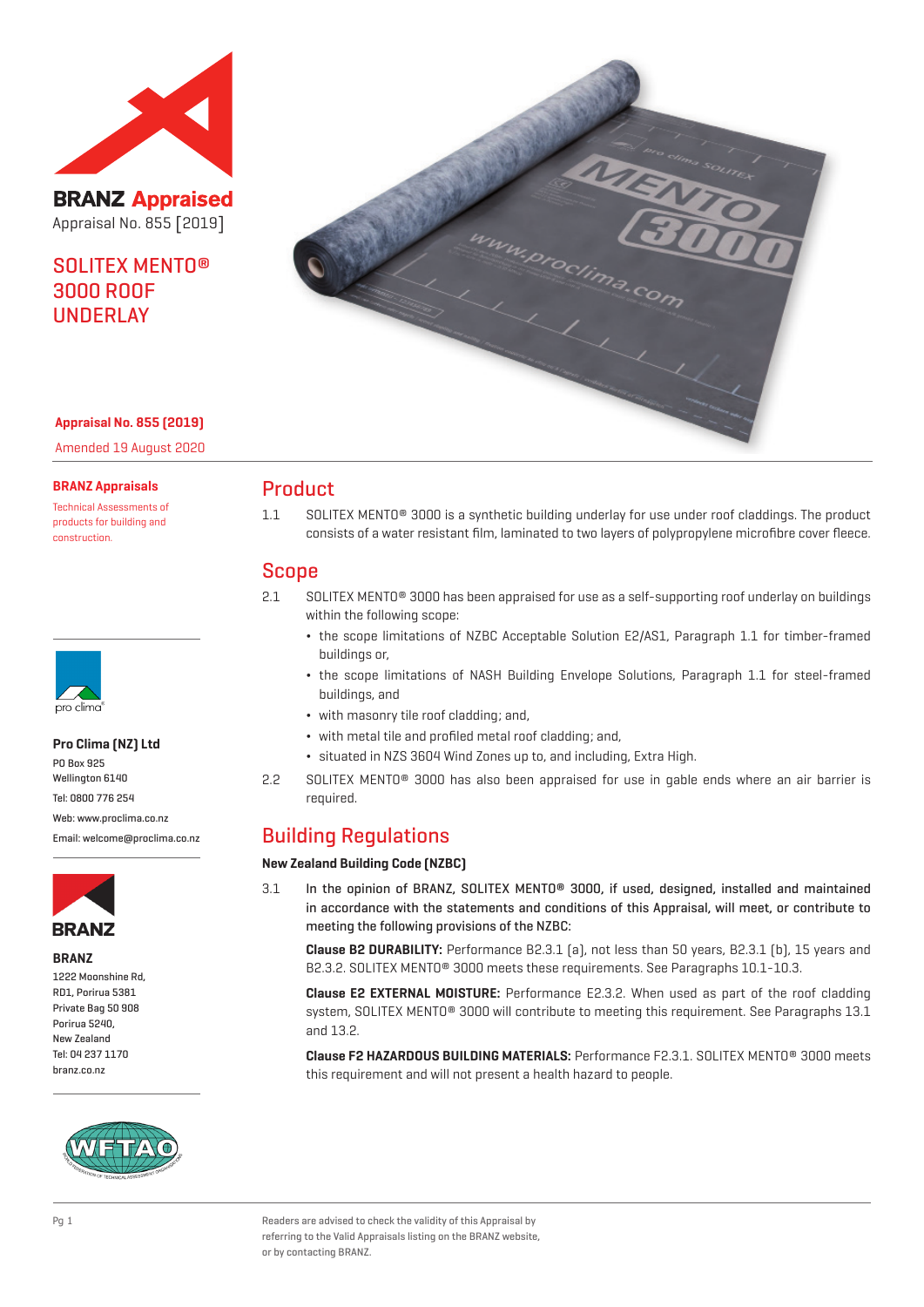**BRANZ Appraised**

Appraisal No. 855 [2019]

# SOLITEX MENTO® 3000 ROOF UNDERLAY

**Appraisal No. 855 (2019)**

Amended 19 August 2020

**BRANZ Appraisals**

Technical Assessments of products for building and construction.

**Pro Clima (NZ) Ltd**

PO Box 925
Wellington 6140
Tel: 0800 776 254
Web: www.proclima.co.nz
Email: welcome@proclima.co.nz

**BRANZ**

1222 Moonshine Rd,
RD1, Porirua 5381
Private Bag 50 908
Porirua 5240,
New Zealand
Tel: 04 237 1170
branz.co.nz

## Product

1.1 SOLITEX MENTO® 3000 is a synthetic building underlay for use under roof claddings. The product consists of a water resistant film, laminated to two layers of polypropylene microfibre cover fleece.

## Scope

2.1 SOLITEX MENTO® 3000 has been appraised for use as a self-supporting roof underlay on buildings within the following scope:

- the scope limitations of NZBC Acceptable Solution E2/AS1, Paragraph 1.1 for timber-framed buildings or,
- the scope limitations of NASH Building Envelope Solutions, Paragraph 1.1 for steel-framed buildings, and
- with masonry tile roof cladding; and,
- with metal tile and profiled metal roof cladding; and,
- situated in NZS 3604 Wind Zones up to, and including, Extra High.

2.2 SOLITEX MENTO® 3000 has also been appraised for use in gable ends where an air barrier is required.

## Building Regulations

### New Zealand Building Code (NZBC)

3.1 **In the opinion of BRANZ, SOLITEX MENTO® 3000, if used, designed, installed and maintained in accordance with the statements and conditions of this Appraisal, will meet, or contribute to meeting the following provisions of the NZBC:**

**Clause B2 DURABILITY:** Performance B2.3.1 (a), not less than 50 years, B2.3.1 (b), 15 years and B2.3.2. SOLITEX MENTO® 3000 meets these requirements. See Paragraphs 10.1-10.3.

**Clause E2 EXTERNAL MOISTURE:** Performance E2.3.2. When used as part of the roof cladding system, SOLITEX MENTO® 3000 will contribute to meeting this requirement. See Paragraphs 13.1 and 13.2.

**Clause F2 HAZARDOUS BUILDING MATERIALS:** Performance F2.3.1. SOLITEX MENTO® 3000 meets this requirement and will not present a health hazard to people.

Readers are advised to check the validity of this Appraisal by referring to the Valid Appraisals listing on the BRANZ website, or by contacting BRANZ.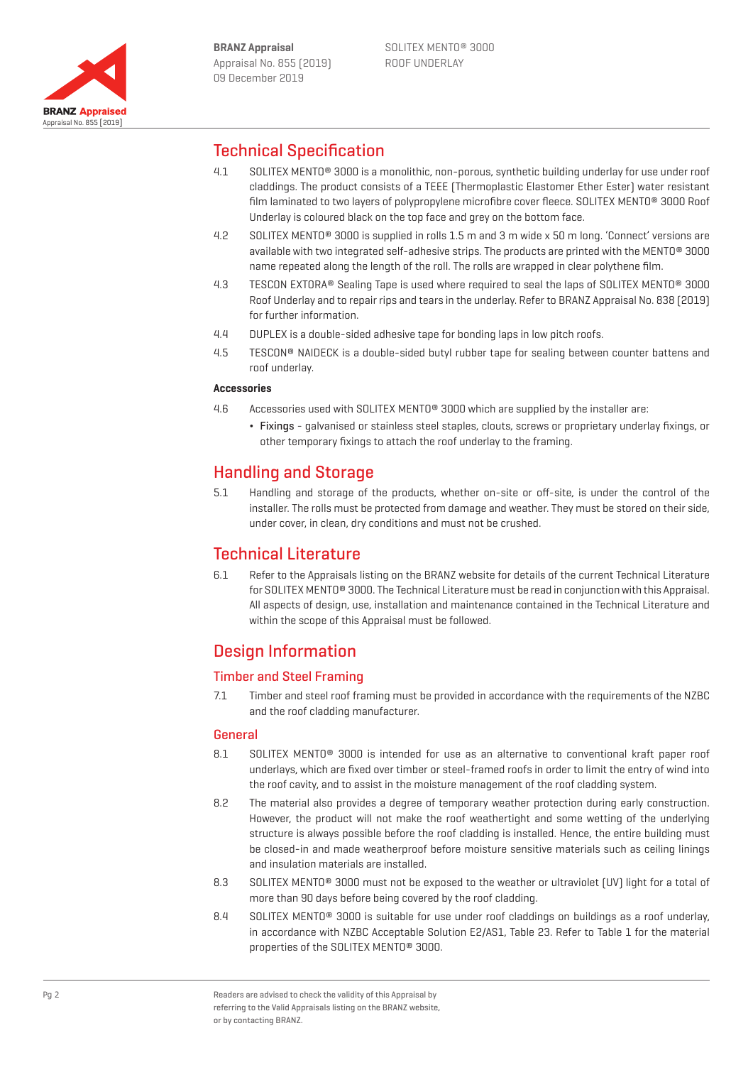## Technical Specification

4.1 SOLITEX MENTO® 3000 is a monolithic, non-porous, synthetic building underlay for use under roof claddings. The product consists of a TEEE (Thermoplastic Elastomer Ether Ester) water resistant film laminated to two layers of polypropylene microfibre cover fleece. SOLITEX MENTO® 3000 Roof Underlay is coloured black on the top face and grey on the bottom face.

4.2 SOLITEX MENTO® 3000 is supplied in rolls 1.5 m and 3 m wide x 50 m long. 'Connect' versions are available with two integrated self-adhesive strips. The products are printed with the MENTO® 3000 name repeated along the length of the roll. The rolls are wrapped in clear polythene film.

4.3 TESCON EXTORA® Sealing Tape is used where required to seal the laps of SOLITEX MENTO® 3000 Roof Underlay and to repair rips and tears in the underlay. Refer to BRANZ Appraisal No. 838 (2019) for further information.

4.4 DUPLEX is a double-sided adhesive tape for bonding laps in low pitch roofs.

4.5 TESCON® NAIDECK is a double-sided butyl rubber tape for sealing between counter battens and roof underlay.

**Accessories**

4.6 Accessories used with SOLITEX MENTO® 3000 which are supplied by the installer are:

- Fixings - galvanised or stainless steel staples, clouts, screws or proprietary underlay fixings, or other temporary fixings to attach the roof underlay to the framing.

## Handling and Storage

5.1 Handling and storage of the products, whether on-site or off-site, is under the control of the installer. The rolls must be protected from damage and weather. They must be stored on their side, under cover, in clean, dry conditions and must not be crushed.

## Technical Literature

6.1 Refer to the Appraisals listing on the BRANZ website for details of the current Technical Literature for SOLITEX MENTO® 3000. The Technical Literature must be read in conjunction with this Appraisal. All aspects of design, use, installation and maintenance contained in the Technical Literature and within the scope of this Appraisal must be followed.

## Design Information

### Timber and Steel Framing

7.1 Timber and steel roof framing must be provided in accordance with the requirements of the NZBC and the roof cladding manufacturer.

### General

8.1 SOLITEX MENTO® 3000 is intended for use as an alternative to conventional kraft paper roof underlays, which are fixed over timber or steel-framed roofs in order to limit the entry of wind into the roof cavity, and to assist in the moisture management of the roof cladding system.

8.2 The material also provides a degree of temporary weather protection during early construction. However, the product will not make the roof weathertight and some wetting of the underlying structure is always possible before the roof cladding is installed. Hence, the entire building must be closed-in and made weatherproof before moisture sensitive materials such as ceiling linings and insulation materials are installed.

8.3 SOLITEX MENTO® 3000 must not be exposed to the weather or ultraviolet (UV) light for a total of more than 90 days before being covered by the roof cladding.

8.4 SOLITEX MENTO® 3000 is suitable for use under roof claddings on buildings as a roof underlay, in accordance with NZBC Acceptable Solution E2/AS1, Table 23. Refer to Table 1 for the material properties of the SOLITEX MENTO® 3000.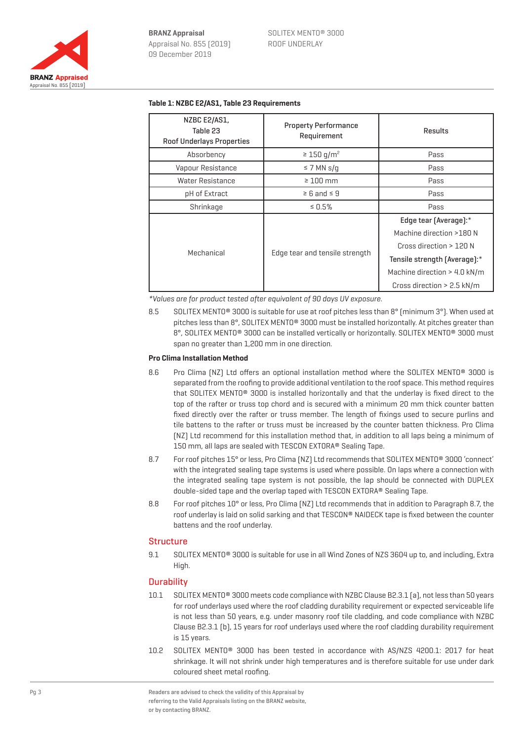**Table 1: NZBC E2/AS1, Table 23 Requirements**

| NZBC E2/AS1, Table 23 Roof Underlays Properties | Property Performance Requirement | Results |
|---|---|---|
| Absorbency | ≥ 150 g/m² | Pass |
| Vapour Resistance | ≤ 7 MN s/g | Pass |
| Water Resistance | ≥ 100 mm | Pass |
| pH of Extract | ≥ 6 and ≤ 9 | Pass |
| Shrinkage | ≤ 0.5% | Pass |
| Mechanical | Edge tear and tensile strength | **Edge tear (Average):*** Machine direction >180 N Cross direction > 120 N **Tensile strength (Average):*** Machine direction > 4.0 kN/m Cross direction > 2.5 kN/m |

*\*Values are for product tested after equivalent of 90 days UV exposure.*

8.5 SOLITEX MENTO® 3000 is suitable for use at roof pitches less than 8° (minimum 3°). When used at pitches less than 8°, SOLITEX MENTO® 3000 must be installed horizontally. At pitches greater than 8°, SOLITEX MENTO® 3000 can be installed vertically or horizontally. SOLITEX MENTO® 3000 must span no greater than 1,200 mm in one direction.

**Pro Clima Installation Method**

8.6 Pro Clima (NZ) Ltd offers an optional installation method where the SOLITEX MENTO® 3000 is separated from the roofing to provide additional ventilation to the roof space. This method requires that SOLITEX MENTO® 3000 is installed horizontally and that the underlay is fixed direct to the top of the rafter or truss top chord and is secured with a minimum 20 mm thick counter batten fixed directly over the rafter or truss member. The length of fixings used to secure purlins and tile battens to the rafter or truss must be increased by the counter batten thickness. Pro Clima (NZ) Ltd recommend for this installation method that, in addition to all laps being a minimum of 150 mm, all laps are sealed with TESCON EXTORA® Sealing Tape.

8.7 For roof pitches 15° or less, Pro Clima (NZ) Ltd recommends that SOLITEX MENTO® 3000 'connect' with the integrated sealing tape systems is used where possible. On laps where a connection with the integrated sealing tape system is not possible, the lap should be connected with DUPLEX double-sided tape and the overlap taped with TESCON EXTORA® Sealing Tape.

8.8 For roof pitches 10° or less, Pro Clima (NZ) Ltd recommends that in addition to Paragraph 8.7, the roof underlay is laid on solid sarking and that TESCON® NAIDECK tape is fixed between the counter battens and the roof underlay.

## Structure

9.1 SOLITEX MENTO® 3000 is suitable for use in all Wind Zones of NZS 3604 up to, and including, Extra High.

## Durability

10.1 SOLITEX MENTO® 3000 meets code compliance with NZBC Clause B2.3.1 (a), not less than 50 years for roof underlays used where the roof cladding durability requirement or expected serviceable life is not less than 50 years, e.g. under masonry roof tile cladding, and code compliance with NZBC Clause B2.3.1 (b), 15 years for roof underlays used where the roof cladding durability requirement is 15 years.

10.2 SOLITEX MENTO® 3000 has been tested in accordance with AS/NZS 4200.1: 2017 for heat shrinkage. It will not shrink under high temperatures and is therefore suitable for use under dark coloured sheet metal roofing.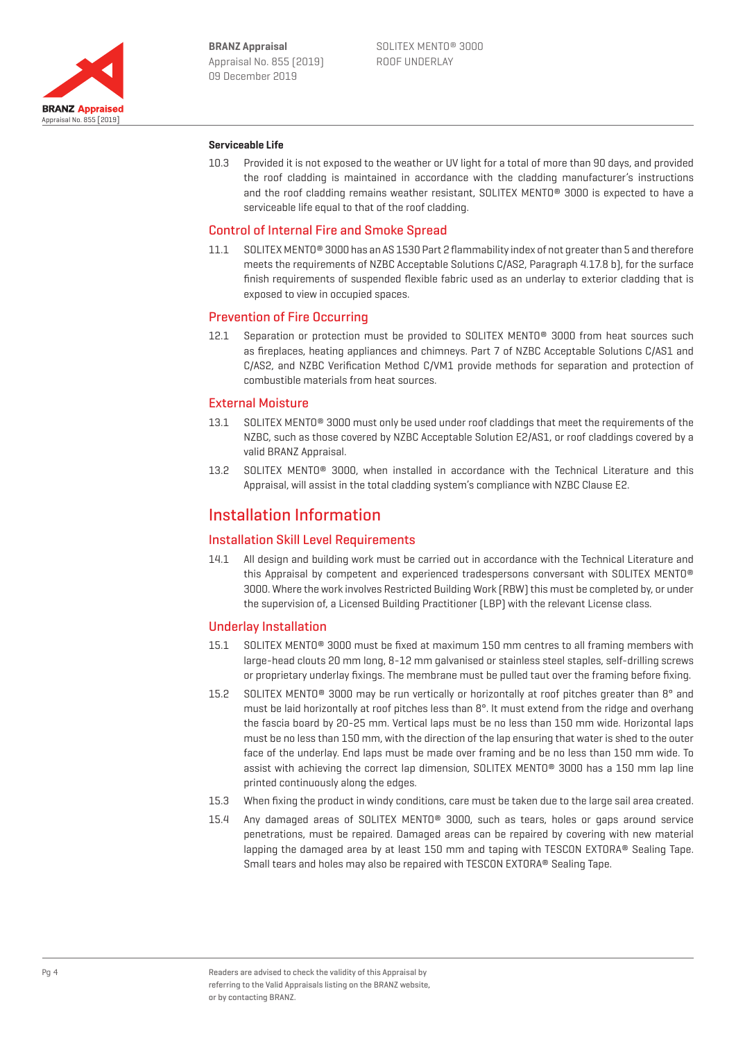### Serviceable Life

10.3 Provided it is not exposed to the weather or UV light for a total of more than 90 days, and provided the roof cladding is maintained in accordance with the cladding manufacturer's instructions and the roof cladding remains weather resistant, SOLITEX MENTO® 3000 is expected to have a serviceable life equal to that of the roof cladding.

## Control of Internal Fire and Smoke Spread

11.1 SOLITEX MENTO® 3000 has an AS 1530 Part 2 flammability index of not greater than 5 and therefore meets the requirements of NZBC Acceptable Solutions C/AS2, Paragraph 4.17.8 b), for the surface finish requirements of suspended flexible fabric used as an underlay to exterior cladding that is exposed to view in occupied spaces.

## Prevention of Fire Occurring

12.1 Separation or protection must be provided to SOLITEX MENTO® 3000 from heat sources such as fireplaces, heating appliances and chimneys. Part 7 of NZBC Acceptable Solutions C/AS1 and C/AS2, and NZBC Verification Method C/VM1 provide methods for separation and protection of combustible materials from heat sources.

## External Moisture

13.1 SOLITEX MENTO® 3000 must only be used under roof claddings that meet the requirements of the NZBC, such as those covered by NZBC Acceptable Solution E2/AS1, or roof claddings covered by a valid BRANZ Appraisal.

13.2 SOLITEX MENTO® 3000, when installed in accordance with the Technical Literature and this Appraisal, will assist in the total cladding system's compliance with NZBC Clause E2.

# Installation Information

## Installation Skill Level Requirements

14.1 All design and building work must be carried out in accordance with the Technical Literature and this Appraisal by competent and experienced tradespersons conversant with SOLITEX MENTO® 3000. Where the work involves Restricted Building Work (RBW) this must be completed by, or under the supervision of, a Licensed Building Practitioner (LBP) with the relevant License class.

## Underlay Installation

15.1 SOLITEX MENTO® 3000 must be fixed at maximum 150 mm centres to all framing members with large-head clouts 20 mm long, 8-12 mm galvanised or stainless steel staples, self-drilling screws or proprietary underlay fixings. The membrane must be pulled taut over the framing before fixing.

15.2 SOLITEX MENTO® 3000 may be run vertically or horizontally at roof pitches greater than 8° and must be laid horizontally at roof pitches less than 8°. It must extend from the ridge and overhang the fascia board by 20-25 mm. Vertical laps must be no less than 150 mm wide. Horizontal laps must be no less than 150 mm, with the direction of the lap ensuring that water is shed to the outer face of the underlay. End laps must be made over framing and be no less than 150 mm wide. To assist with achieving the correct lap dimension, SOLITEX MENTO® 3000 has a 150 mm lap line printed continuously along the edges.

15.3 When fixing the product in windy conditions, care must be taken due to the large sail area created.

15.4 Any damaged areas of SOLITEX MENTO® 3000, such as tears, holes or gaps around service penetrations, must be repaired. Damaged areas can be repaired by covering with new material lapping the damaged area by at least 150 mm and taping with TESCON EXTORA® Sealing Tape. Small tears and holes may also be repaired with TESCON EXTORA® Sealing Tape.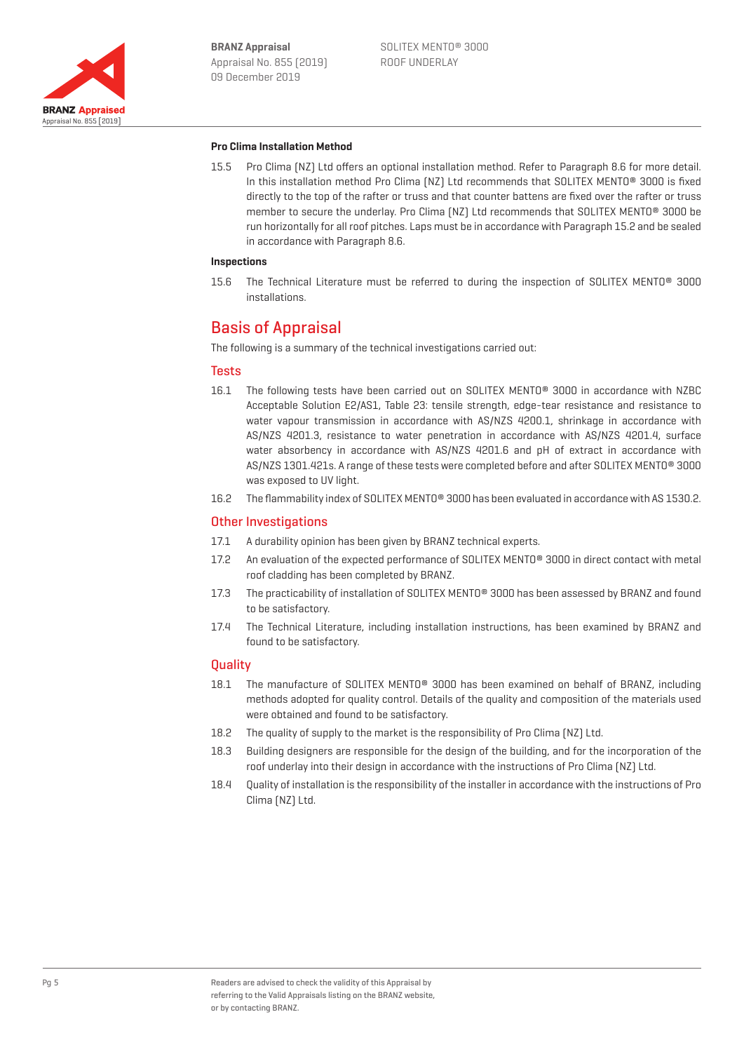### Pro Clima Installation Method

15.5 Pro Clima (NZ) Ltd offers an optional installation method. Refer to Paragraph 8.6 for more detail. In this installation method Pro Clima (NZ) Ltd recommends that SOLITEX MENTO® 3000 is fixed directly to the top of the rafter or truss and that counter battens are fixed over the rafter or truss member to secure the underlay. Pro Clima (NZ) Ltd recommends that SOLITEX MENTO® 3000 be run horizontally for all roof pitches. Laps must be in accordance with Paragraph 15.2 and be sealed in accordance with Paragraph 8.6.

### Inspections

15.6 The Technical Literature must be referred to during the inspection of SOLITEX MENTO® 3000 installations.

## Basis of Appraisal

The following is a summary of the technical investigations carried out:

### Tests

16.1 The following tests have been carried out on SOLITEX MENTO® 3000 in accordance with NZBC Acceptable Solution E2/AS1, Table 23: tensile strength, edge-tear resistance and resistance to water vapour transmission in accordance with AS/NZS 4200.1, shrinkage in accordance with AS/NZS 4201.3, resistance to water penetration in accordance with AS/NZS 4201.4, surface water absorbency in accordance with AS/NZS 4201.6 and pH of extract in accordance with AS/NZS 1301.421s. A range of these tests were completed before and after SOLITEX MENTO® 3000 was exposed to UV light.

16.2 The flammability index of SOLITEX MENTO® 3000 has been evaluated in accordance with AS 1530.2.

### Other Investigations

17.1 A durability opinion has been given by BRANZ technical experts.

17.2 An evaluation of the expected performance of SOLITEX MENTO® 3000 in direct contact with metal roof cladding has been completed by BRANZ.

17.3 The practicability of installation of SOLITEX MENTO® 3000 has been assessed by BRANZ and found to be satisfactory.

17.4 The Technical Literature, including installation instructions, has been examined by BRANZ and found to be satisfactory.

### Quality

18.1 The manufacture of SOLITEX MENTO® 3000 has been examined on behalf of BRANZ, including methods adopted for quality control. Details of the quality and composition of the materials used were obtained and found to be satisfactory.

18.2 The quality of supply to the market is the responsibility of Pro Clima (NZ) Ltd.

18.3 Building designers are responsible for the design of the building, and for the incorporation of the roof underlay into their design in accordance with the instructions of Pro Clima (NZ) Ltd.

18.4 Quality of installation is the responsibility of the installer in accordance with the instructions of Pro Clima (NZ) Ltd.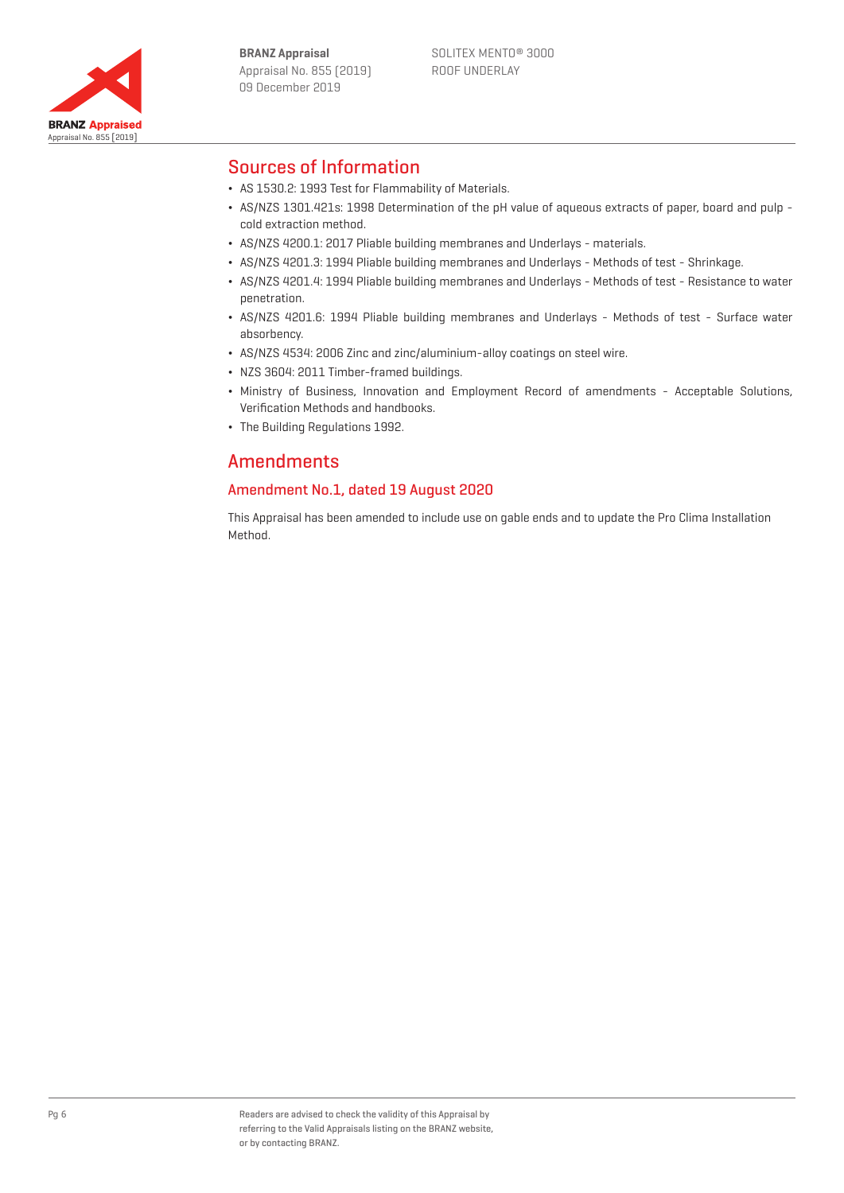## Sources of Information

- AS 1530.2: 1993 Test for Flammability of Materials.
- AS/NZS 1301.421s: 1998 Determination of the pH value of aqueous extracts of paper, board and pulp - cold extraction method.
- AS/NZS 4200.1: 2017 Pliable building membranes and Underlays - materials.
- AS/NZS 4201.3: 1994 Pliable building membranes and Underlays - Methods of test - Shrinkage.
- AS/NZS 4201.4: 1994 Pliable building membranes and Underlays - Methods of test - Resistance to water penetration.
- AS/NZS 4201.6: 1994 Pliable building membranes and Underlays - Methods of test - Surface water absorbency.
- AS/NZS 4534: 2006 Zinc and zinc/aluminium-alloy coatings on steel wire.
- NZS 3604: 2011 Timber-framed buildings.
- Ministry of Business, Innovation and Employment Record of amendments - Acceptable Solutions, Verification Methods and handbooks.
- The Building Regulations 1992.

## Amendments

### Amendment No.1, dated 19 August 2020

This Appraisal has been amended to include use on gable ends and to update the Pro Clima Installation Method.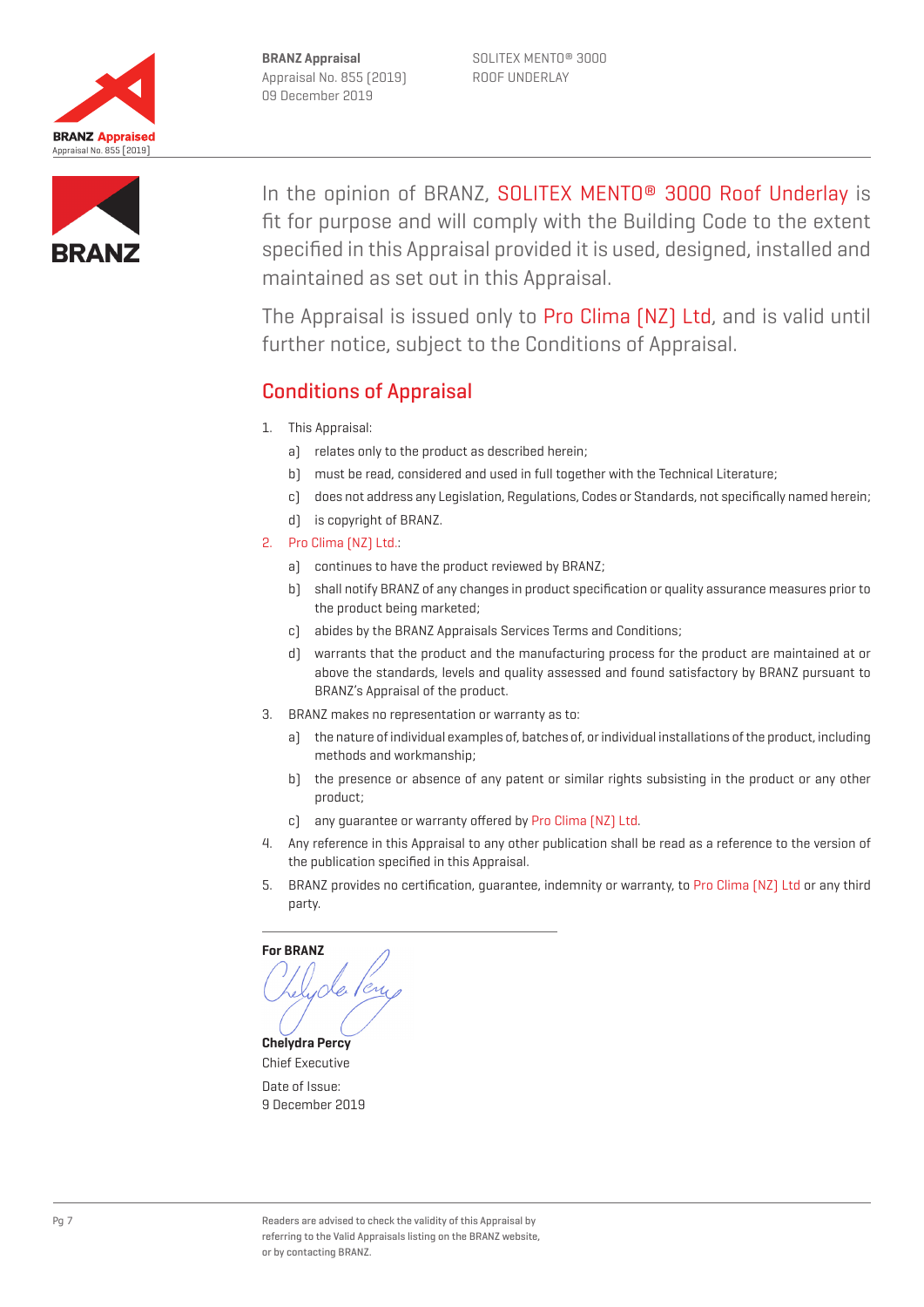In the opinion of BRANZ, SOLITEX MENTO® 3000 Roof Underlay is fit for purpose and will comply with the Building Code to the extent specified in this Appraisal provided it is used, designed, installed and maintained as set out in this Appraisal.

The Appraisal is issued only to Pro Clima (NZ) Ltd, and is valid until further notice, subject to the Conditions of Appraisal.

## Conditions of Appraisal

1. This Appraisal:
   a) relates only to the product as described herein;
   b) must be read, considered and used in full together with the Technical Literature;
   c) does not address any Legislation, Regulations, Codes or Standards, not specifically named herein;
   d) is copyright of BRANZ.
2. Pro Clima (NZ) Ltd.:
   a) continues to have the product reviewed by BRANZ;
   b) shall notify BRANZ of any changes in product specification or quality assurance measures prior to the product being marketed;
   c) abides by the BRANZ Appraisals Services Terms and Conditions;
   d) warrants that the product and the manufacturing process for the product are maintained at or above the standards, levels and quality assessed and found satisfactory by BRANZ pursuant to BRANZ's Appraisal of the product.
3. BRANZ makes no representation or warranty as to:
   a) the nature of individual examples of, batches of, or individual installations of the product, including methods and workmanship;
   b) the presence or absence of any patent or similar rights subsisting in the product or any other product;
   c) any guarantee or warranty offered by Pro Clima (NZ) Ltd.
4. Any reference in this Appraisal to any other publication shall be read as a reference to the version of the publication specified in this Appraisal.
5. BRANZ provides no certification, guarantee, indemnity or warranty, to Pro Clima (NZ) Ltd or any third party.

**For BRANZ**

**Chelydra Percy**
Chief Executive

Date of Issue:
9 December 2019

Readers are advised to check the validity of this Appraisal by referring to the Valid Appraisals listing on the BRANZ website, or by contacting BRANZ.